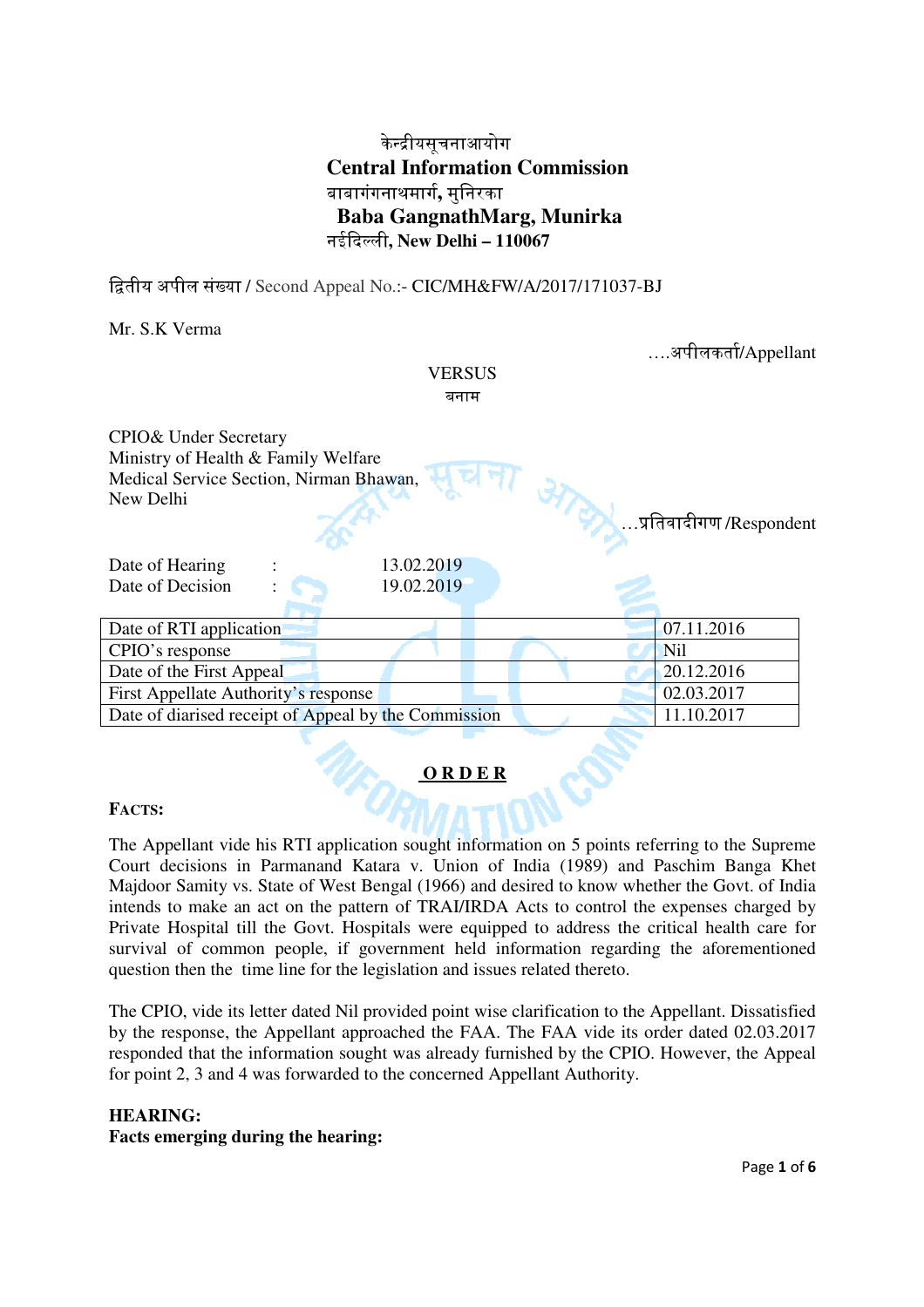केन्द्रीयसूचनाआयोग
**Central Information Commission**
बाबागंगनाथमार्ग, मुनिरका
**Baba GangnathMarg, Munirka**
नईदिल्ली, **New Delhi – 110067**

द्वितीय अपील संख्या / Second Appeal No.:- CIC/MH&FW/A/2017/171037-BJ

Mr. S.K Verma

….अपीलकर्ता/Appellant

VERSUS
बनाम

CPIO& Under Secretary
Ministry of Health & Family Welfare
Medical Service Section, Nirman Bhawan,
New Delhi

…प्रतिवादीगण /Respondent

Date of Hearing : 13.02.2019
Date of Decision : 19.02.2019

| | |
|---|---|
| Date of RTI application | 07.11.2016 |
| CPIO's response | Nil |
| Date of the First Appeal | 20.12.2016 |
| First Appellate Authority's response | 02.03.2017 |
| Date of diarised receipt of Appeal by the Commission | 11.10.2017 |

**ORDER**

**FACTS:**

The Appellant vide his RTI application sought information on 5 points referring to the Supreme Court decisions in Parmanand Katara v. Union of India (1989) and Paschim Banga Khet Majdoor Samity vs. State of West Bengal (1966) and desired to know whether the Govt. of India intends to make an act on the pattern of TRAI/IRDA Acts to control the expenses charged by Private Hospital till the Govt. Hospitals were equipped to address the critical health care for survival of common people, if government held information regarding the aforementioned question then the time line for the legislation and issues related thereto.

The CPIO, vide its letter dated Nil provided point wise clarification to the Appellant. Dissatisfied by the response, the Appellant approached the FAA. The FAA vide its order dated 02.03.2017 responded that the information sought was already furnished by the CPIO. However, the Appeal for point 2, 3 and 4 was forwarded to the concerned Appellant Authority.

**HEARING:**
**Facts emerging during the hearing:**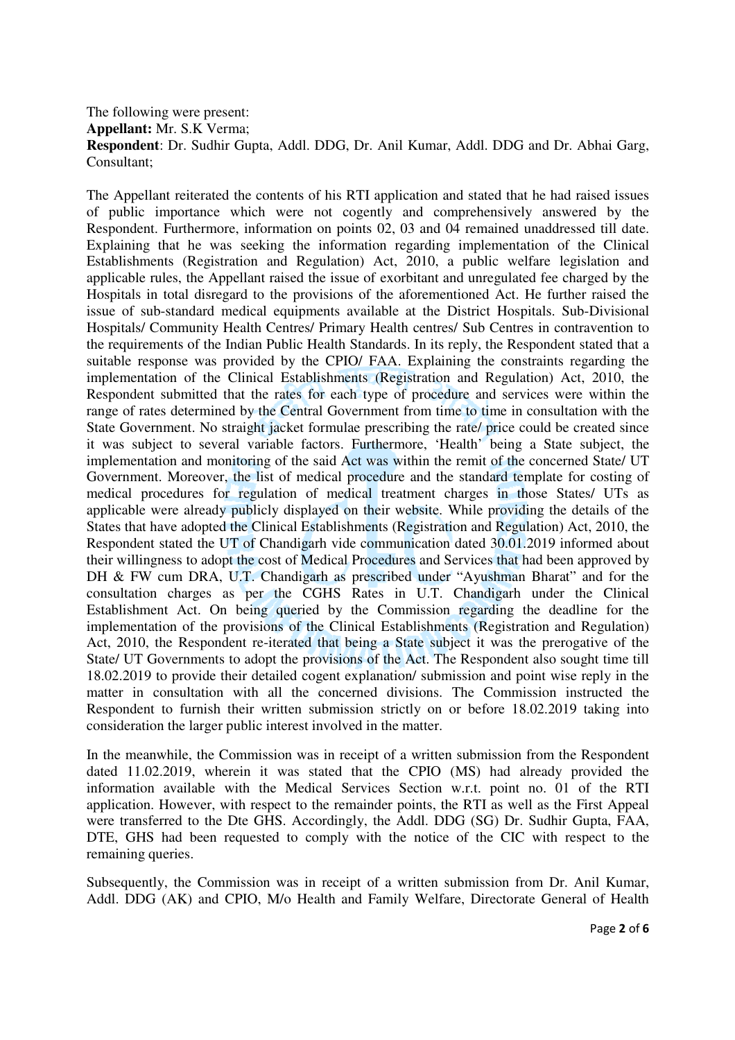The following were present:
**Appellant:** Mr. S.K Verma;
**Respondent**: Dr. Sudhir Gupta, Addl. DDG, Dr. Anil Kumar, Addl. DDG and Dr. Abhai Garg, Consultant;

The Appellant reiterated the contents of his RTI application and stated that he had raised issues of public importance which were not cogently and comprehensively answered by the Respondent. Furthermore, information on points 02, 03 and 04 remained unaddressed till date. Explaining that he was seeking the information regarding implementation of the Clinical Establishments (Registration and Regulation) Act, 2010, a public welfare legislation and applicable rules, the Appellant raised the issue of exorbitant and unregulated fee charged by the Hospitals in total disregard to the provisions of the aforementioned Act. He further raised the issue of sub-standard medical equipments available at the District Hospitals. Sub-Divisional Hospitals/ Community Health Centres/ Primary Health centres/ Sub Centres in contravention to the requirements of the Indian Public Health Standards. In its reply, the Respondent stated that a suitable response was provided by the CPIO/ FAA. Explaining the constraints regarding the implementation of the Clinical Establishments (Registration and Regulation) Act, 2010, the Respondent submitted that the rates for each type of procedure and services were within the range of rates determined by the Central Government from time to time in consultation with the State Government. No straight jacket formulae prescribing the rate/ price could be created since it was subject to several variable factors. Furthermore, 'Health' being a State subject, the implementation and monitoring of the said Act was within the remit of the concerned State/ UT Government. Moreover, the list of medical procedure and the standard template for costing of medical procedures for regulation of medical treatment charges in those States/ UTs as applicable were already publicly displayed on their website. While providing the details of the States that have adopted the Clinical Establishments (Registration and Regulation) Act, 2010, the Respondent stated the UT of Chandigarh vide communication dated 30.01.2019 informed about their willingness to adopt the cost of Medical Procedures and Services that had been approved by DH & FW cum DRA, U.T. Chandigarh as prescribed under "Ayushman Bharat" and for the consultation charges as per the CGHS Rates in U.T. Chandigarh under the Clinical Establishment Act. On being queried by the Commission regarding the deadline for the implementation of the provisions of the Clinical Establishments (Registration and Regulation) Act, 2010, the Respondent re-iterated that being a State subject it was the prerogative of the State/ UT Governments to adopt the provisions of the Act. The Respondent also sought time till 18.02.2019 to provide their detailed cogent explanation/ submission and point wise reply in the matter in consultation with all the concerned divisions. The Commission instructed the Respondent to furnish their written submission strictly on or before 18.02.2019 taking into consideration the larger public interest involved in the matter.

In the meanwhile, the Commission was in receipt of a written submission from the Respondent dated 11.02.2019, wherein it was stated that the CPIO (MS) had already provided the information available with the Medical Services Section w.r.t. point no. 01 of the RTI application. However, with respect to the remainder points, the RTI as well as the First Appeal were transferred to the Dte GHS. Accordingly, the Addl. DDG (SG) Dr. Sudhir Gupta, FAA, DTE, GHS had been requested to comply with the notice of the CIC with respect to the remaining queries.

Subsequently, the Commission was in receipt of a written submission from Dr. Anil Kumar, Addl. DDG (AK) and CPIO, M/o Health and Family Welfare, Directorate General of Health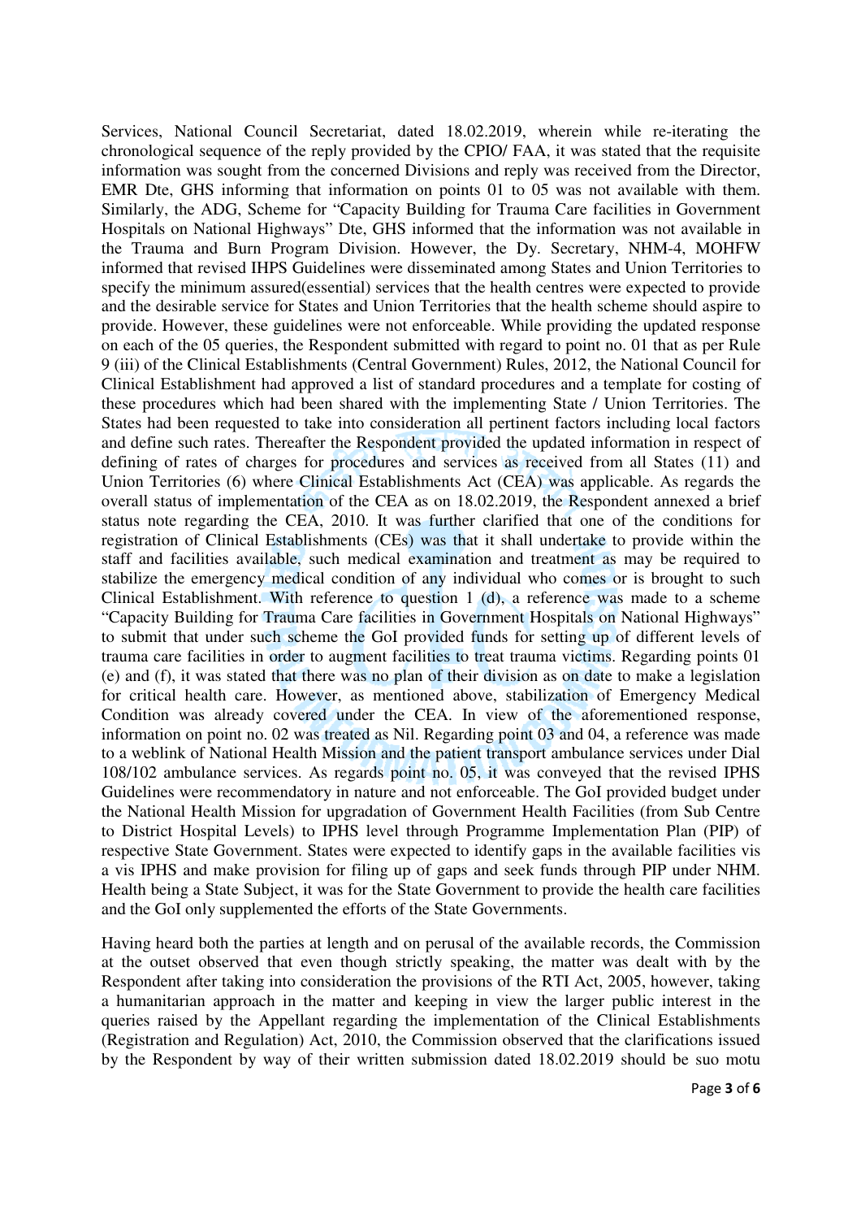Services, National Council Secretariat, dated 18.02.2019, wherein while re-iterating the chronological sequence of the reply provided by the CPIO/ FAA, it was stated that the requisite information was sought from the concerned Divisions and reply was received from the Director, EMR Dte, GHS informing that information on points 01 to 05 was not available with them. Similarly, the ADG, Scheme for "Capacity Building for Trauma Care facilities in Government Hospitals on National Highways" Dte, GHS informed that the information was not available in the Trauma and Burn Program Division. However, the Dy. Secretary, NHM-4, MOHFW informed that revised IHPS Guidelines were disseminated among States and Union Territories to specify the minimum assured(essential) services that the health centres were expected to provide and the desirable service for States and Union Territories that the health scheme should aspire to provide. However, these guidelines were not enforceable. While providing the updated response on each of the 05 queries, the Respondent submitted with regard to point no. 01 that as per Rule 9 (iii) of the Clinical Establishments (Central Government) Rules, 2012, the National Council for Clinical Establishment had approved a list of standard procedures and a template for costing of these procedures which had been shared with the implementing State / Union Territories. The States had been requested to take into consideration all pertinent factors including local factors and define such rates. Thereafter the Respondent provided the updated information in respect of defining of rates of charges for procedures and services as received from all States (11) and Union Territories (6) where Clinical Establishments Act (CEA) was applicable. As regards the overall status of implementation of the CEA as on 18.02.2019, the Respondent annexed a brief status note regarding the CEA, 2010. It was further clarified that one of the conditions for registration of Clinical Establishments (CEs) was that it shall undertake to provide within the staff and facilities available, such medical examination and treatment as may be required to stabilize the emergency medical condition of any individual who comes or is brought to such Clinical Establishment. With reference to question 1 (d), a reference was made to a scheme "Capacity Building for Trauma Care facilities in Government Hospitals on National Highways" to submit that under such scheme the GoI provided funds for setting up of different levels of trauma care facilities in order to augment facilities to treat trauma victims. Regarding points 01 (e) and (f), it was stated that there was no plan of their division as on date to make a legislation for critical health care. However, as mentioned above, stabilization of Emergency Medical Condition was already covered under the CEA. In view of the aforementioned response, information on point no. 02 was treated as Nil. Regarding point 03 and 04, a reference was made to a weblink of National Health Mission and the patient transport ambulance services under Dial 108/102 ambulance services. As regards point no. 05, it was conveyed that the revised IPHS Guidelines were recommendatory in nature and not enforceable. The GoI provided budget under the National Health Mission for upgradation of Government Health Facilities (from Sub Centre to District Hospital Levels) to IPHS level through Programme Implementation Plan (PIP) of respective State Government. States were expected to identify gaps in the available facilities vis a vis IPHS and make provision for filing up of gaps and seek funds through PIP under NHM. Health being a State Subject, it was for the State Government to provide the health care facilities and the GoI only supplemented the efforts of the State Governments.

Having heard both the parties at length and on perusal of the available records, the Commission at the outset observed that even though strictly speaking, the matter was dealt with by the Respondent after taking into consideration the provisions of the RTI Act, 2005, however, taking a humanitarian approach in the matter and keeping in view the larger public interest in the queries raised by the Appellant regarding the implementation of the Clinical Establishments (Registration and Regulation) Act, 2010, the Commission observed that the clarifications issued by the Respondent by way of their written submission dated 18.02.2019 should be suo motu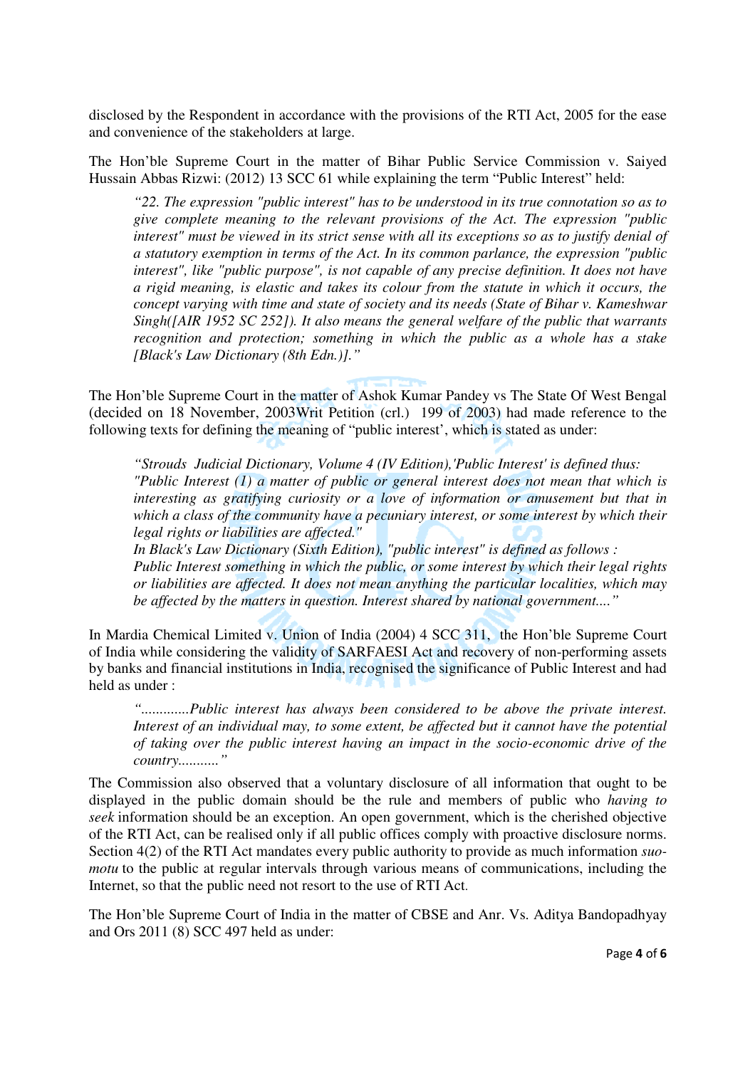disclosed by the Respondent in accordance with the provisions of the RTI Act, 2005 for the ease and convenience of the stakeholders at large.

The Hon'ble Supreme Court in the matter of Bihar Public Service Commission v. Saiyed Hussain Abbas Rizwi: (2012) 13 SCC 61 while explaining the term "Public Interest" held:

> *"22. The expression "public interest" has to be understood in its true connotation so as to give complete meaning to the relevant provisions of the Act. The expression "public interest" must be viewed in its strict sense with all its exceptions so as to justify denial of a statutory exemption in terms of the Act. In its common parlance, the expression "public interest", like "public purpose", is not capable of any precise definition. It does not have a rigid meaning, is elastic and takes its colour from the statute in which it occurs, the concept varying with time and state of society and its needs (State of Bihar v. Kameshwar Singh([AIR 1952 SC 252]). It also means the general welfare of the public that warrants recognition and protection; something in which the public as a whole has a stake [Black's Law Dictionary (8th Edn.)]."*

The Hon'ble Supreme Court in the matter of Ashok Kumar Pandey vs The State Of West Bengal (decided on 18 November, 2003Writ Petition (crl.) 199 of 2003) had made reference to the following texts for defining the meaning of "public interest', which is stated as under:

> *"Strouds Judicial Dictionary, Volume 4 (IV Edition),'Public Interest' is defined thus:*
> *"Public Interest (1) a matter of public or general interest does not mean that which is interesting as gratifying curiosity or a love of information or amusement but that in which a class of the community have a pecuniary interest, or some interest by which their legal rights or liabilities are affected."*
> *In Black's Law Dictionary (Sixth Edition), "public interest" is defined as follows :*
> *Public Interest something in which the public, or some interest by which their legal rights or liabilities are affected. It does not mean anything the particular localities, which may be affected by the matters in question. Interest shared by national government...."*

In Mardia Chemical Limited v. Union of India (2004) 4 SCC 311, the Hon'ble Supreme Court of India while considering the validity of SARFAESI Act and recovery of non-performing assets by banks and financial institutions in India, recognised the significance of Public Interest and had held as under :

> *".............Public interest has always been considered to be above the private interest. Interest of an individual may, to some extent, be affected but it cannot have the potential of taking over the public interest having an impact in the socio-economic drive of the country..........."*

The Commission also observed that a voluntary disclosure of all information that ought to be displayed in the public domain should be the rule and members of public who *having to seek* information should be an exception. An open government, which is the cherished objective of the RTI Act, can be realised only if all public offices comply with proactive disclosure norms. Section 4(2) of the RTI Act mandates every public authority to provide as much information *suo-motu* to the public at regular intervals through various means of communications, including the Internet, so that the public need not resort to the use of RTI Act.

The Hon'ble Supreme Court of India in the matter of CBSE and Anr. Vs. Aditya Bandopadhyay and Ors 2011 (8) SCC 497 held as under: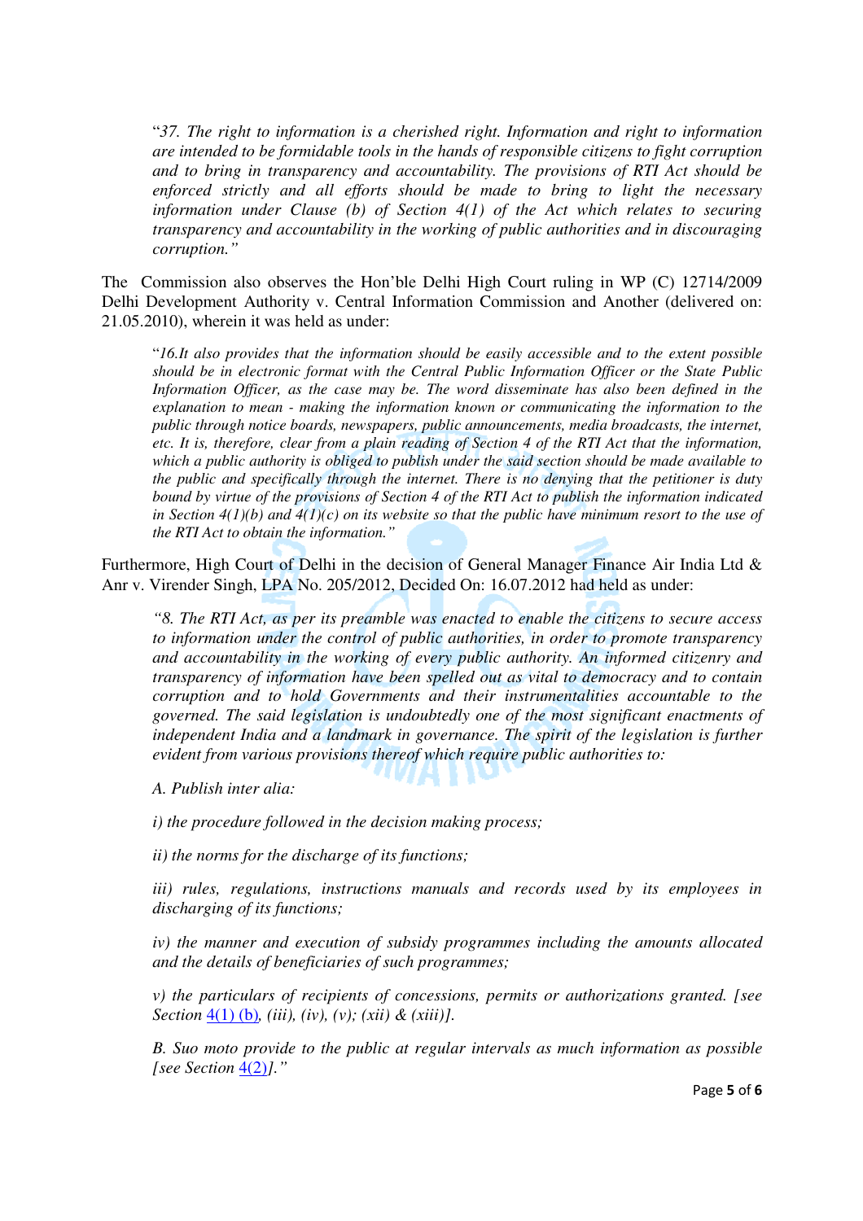> "*37. The right to information is a cherished right. Information and right to information are intended to be formidable tools in the hands of responsible citizens to fight corruption and to bring in transparency and accountability. The provisions of RTI Act should be enforced strictly and all efforts should be made to bring to light the necessary information under Clause (b) of Section 4(1) of the Act which relates to securing transparency and accountability in the working of public authorities and in discouraging corruption.*"

The Commission also observes the Hon'ble Delhi High Court ruling in WP (C) 12714/2009 Delhi Development Authority v. Central Information Commission and Another (delivered on: 21.05.2010), wherein it was held as under:

> "*16.It also provides that the information should be easily accessible and to the extent possible should be in electronic format with the Central Public Information Officer or the State Public Information Officer, as the case may be. The word disseminate has also been defined in the explanation to mean - making the information known or communicating the information to the public through notice boards, newspapers, public announcements, media broadcasts, the internet, etc. It is, therefore, clear from a plain reading of Section 4 of the RTI Act that the information, which a public authority is obliged to publish under the said section should be made available to the public and specifically through the internet. There is no denying that the petitioner is duty bound by virtue of the provisions of Section 4 of the RTI Act to publish the information indicated in Section 4(1)(b) and 4(1)(c) on its website so that the public have minimum resort to the use of the RTI Act to obtain the information.*"

Furthermore, High Court of Delhi in the decision of General Manager Finance Air India Ltd & Anr v. Virender Singh, LPA No. 205/2012, Decided On: 16.07.2012 had held as under:

> *"8. The RTI Act, as per its preamble was enacted to enable the citizens to secure access to information under the control of public authorities, in order to promote transparency and accountability in the working of every public authority. An informed citizenry and transparency of information have been spelled out as vital to democracy and to contain corruption and to hold Governments and their instrumentalities accountable to the governed. The said legislation is undoubtedly one of the most significant enactments of independent India and a landmark in governance. The spirit of the legislation is further evident from various provisions thereof which require public authorities to:*
>
> *A. Publish inter alia:*
>
> *i) the procedure followed in the decision making process;*
>
> *ii) the norms for the discharge of its functions;*
>
> *iii) rules, regulations, instructions manuals and records used by its employees in discharging of its functions;*
>
> *iv) the manner and execution of subsidy programmes including the amounts allocated and the details of beneficiaries of such programmes;*
>
> *v) the particulars of recipients of concessions, permits or authorizations granted. [see Section 4(1) (b), (iii), (iv), (v); (xii) & (xiii)].*
>
> *B. Suo moto provide to the public at regular intervals as much information as possible [see Section 4(2)]."*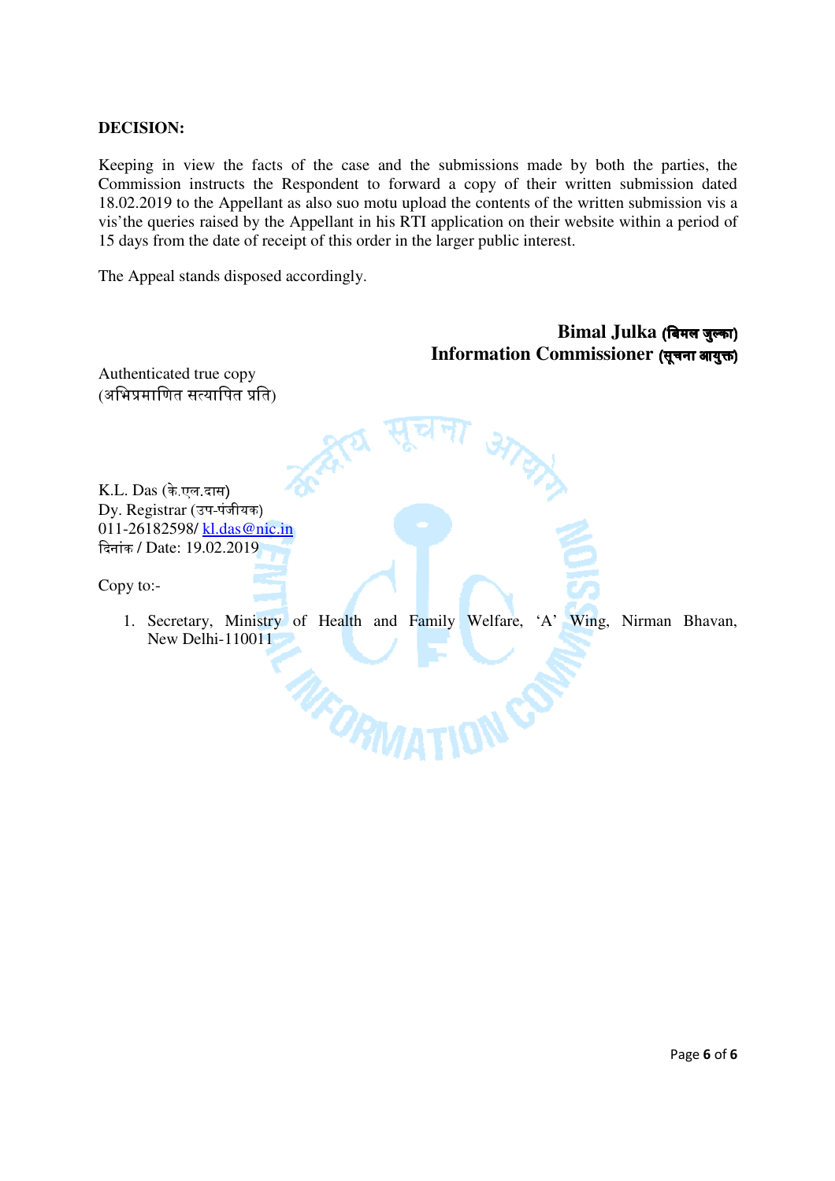**DECISION:**

Keeping in view the facts of the case and the submissions made by both the parties, the Commission instructs the Respondent to forward a copy of their written submission dated 18.02.2019 to the Appellant as also suo motu upload the contents of the written submission vis a vis'the queries raised by the Appellant in his RTI application on their website within a period of 15 days from the date of receipt of this order in the larger public interest.

The Appeal stands disposed accordingly.

**Bimal Julka (बिमल जुल्का)**
**Information Commissioner (सूचना आयुक्त)**

Authenticated true copy
(अभिप्रमाणित सत्यापित प्रति)

K.L. Das (के.एल.दास)
Dy. Registrar (उप-पंजीयक)
011-26182598/ kl.das@nic.in
दिनांक / Date: 19.02.2019

Copy to:-

1. Secretary, Ministry of Health and Family Welfare, 'A' Wing, Nirman Bhavan, New Delhi-110011